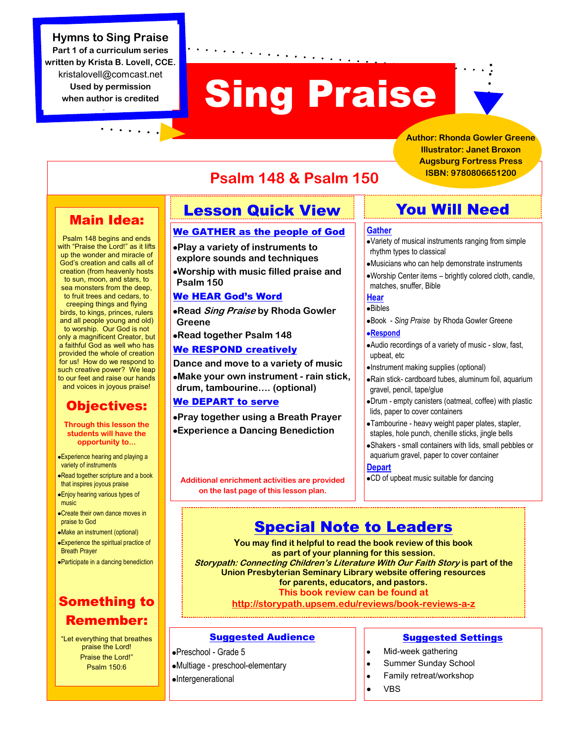**Hymns to Sing Praise**
**Part 1 of a curriculum series**
**written by Krista B. Lovell, CCE.**
kristalovell@comcast.net
**Used by permission**
**when author is credited**

# Sing Praise

**Author: Rhonda Gowler Greene**
**Illustrator: Janet Broxon**
**Augsburg Fortress Press**
**ISBN: 9780806651200**

## Psalm 148 & Psalm 150

## Main Idea:

Psalm 148 begins and ends with "Praise the Lord!" as it lifts up the wonder and miracle of God's creation and calls all of creation (from heavenly hosts to sun, moon, and stars, to sea monsters from the deep, to fruit trees and cedars, to creeping things and flying birds, to kings, princes, rulers and all people young and old) to worship. Our God is not only a magnificent Creator, but a faithful God as well who has provided the whole of creation for us! How do we respond to such creative power? We leap to our feet and raise our hands and voices in joyous praise!

## Objectives:

**Through this lesson the students will have the opportunity to…**

- Experience hearing and playing a variety of instruments
- Read together scripture and a book that inspires joyous praise
- Enjoy hearing various types of music
- Create their own dance moves in praise to God
- Make an instrument (optional)
- Experience the spiritual practice of Breath Prayer
- Participate in a dancing benediction

## Something to Remember:

"Let everything that breathes praise the Lord!
Praise the Lord!"
Psalm 150:6

## Lesson Quick View

### We GATHER as the people of God

- Play a variety of instruments to explore sounds and techniques
- Worship with music filled praise and Psalm 150

### We HEAR God's Word

- Read *Sing Praise* by Rhoda Gowler Greene
- Read together Psalm 148

### We RESPOND creatively

Dance and move to a variety of music

- Make your own instrument - rain stick, drum, tambourine…. (optional)

### We DEPART to serve

- Pray together using a Breath Prayer
- Experience a Dancing Benediction

Additional enrichment activities are provided on the last page of this lesson plan.

## You Will Need

### Gather

- Variety of musical instruments ranging from simple rhythm types to classical
- Musicians who can help demonstrate instruments
- Worship Center items – brightly colored cloth, candle, matches, snuffer, Bible

### Hear

- Bibles
- Book - *Sing Praise* by Rhoda Gowler Greene

### Respond

- Audio recordings of a variety of music - slow, fast, upbeat, etc
- Instrument making supplies (optional)
- Rain stick- cardboard tubes, aluminum foil, aquarium gravel, pencil, tape/glue
- Drum - empty canisters (oatmeal, coffee) with plastic lids, paper to cover containers
- Tambourine - heavy weight paper plates, stapler, staples, hole punch, chenille sticks, jingle bells
- Shakers - small containers with lids, small pebbles or aquarium gravel, paper to cover container

### Depart

- CD of upbeat music suitable for dancing

## Special Note to Leaders

**You may find it helpful to read the book review of this book as part of your planning for this session.**
***Storypath: Connecting Children's Literature With Our Faith Story*** **is part of the Union Presbyterian Seminary Library website offering resources for parents, educators, and pastors.**
**This book review can be found at**
**http://storypath.upsem.edu/reviews/book-reviews-a-z**

### Suggested Audience

- Preschool - Grade 5
- Multiage - preschool-elementary
- Intergenerational

### Suggested Settings

- Mid-week gathering
- Summer Sunday School
- Family retreat/workshop
- VBS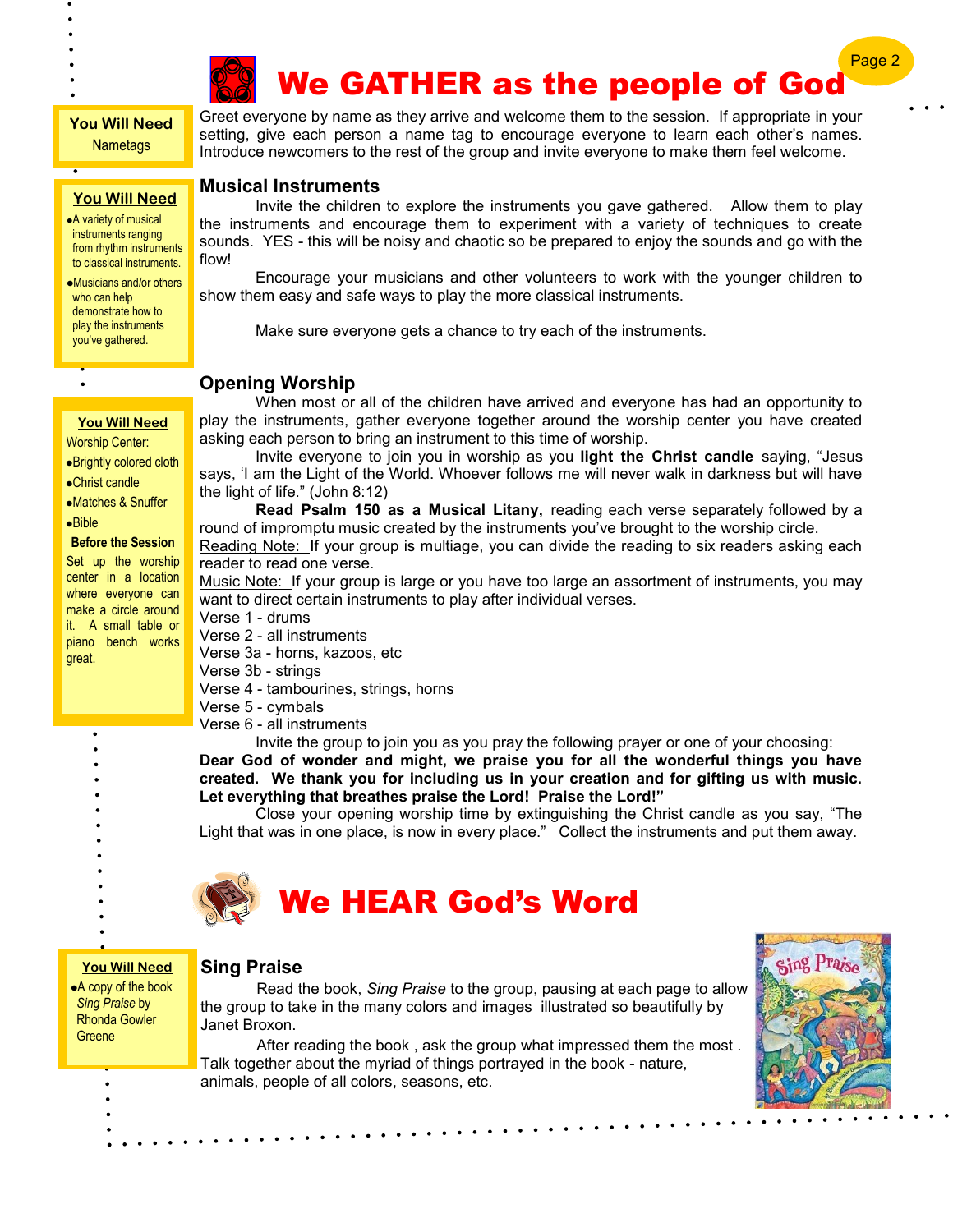# We GATHER as the people of God

**You Will Need**

Nametags

Greet everyone by name as they arrive and welcome them to the session. If appropriate in your setting, give each person a name tag to encourage everyone to learn each other's names. Introduce newcomers to the rest of the group and invite everyone to make them feel welcome.

**You Will Need**

- A variety of musical instruments ranging from rhythm instruments to classical instruments.
- Musicians and/or others who can help demonstrate how to play the instruments you've gathered.

## Musical Instruments

Invite the children to explore the instruments you gave gathered. Allow them to play the instruments and encourage them to experiment with a variety of techniques to create sounds. YES - this will be noisy and chaotic so be prepared to enjoy the sounds and go with the flow!

Encourage your musicians and other volunteers to work with the younger children to show them easy and safe ways to play the more classical instruments.

Make sure everyone gets a chance to try each of the instruments.

**You Will Need**

Worship Center:

- Brightly colored cloth
- Christ candle
- Matches & Snuffer
- Bible

**Before the Session**

Set up the worship center in a location where everyone can make a circle around it. A small table or piano bench works great.

## Opening Worship

When most or all of the children have arrived and everyone has had an opportunity to play the instruments, gather everyone together around the worship center you have created asking each person to bring an instrument to this time of worship.

Invite everyone to join you in worship as you **light the Christ candle** saying, "Jesus says, 'I am the Light of the World. Whoever follows me will never walk in darkness but will have the light of life." (John 8:12)

**Read Psalm 150 as a Musical Litany,** reading each verse separately followed by a round of impromptu music created by the instruments you've brought to the worship circle.

Reading Note: If your group is multiage, you can divide the reading to six readers asking each reader to read one verse.

Music Note: If your group is large or you have too large an assortment of instruments, you may want to direct certain instruments to play after individual verses.

Verse 1 - drums
Verse 2 - all instruments
Verse 3a - horns, kazoos, etc
Verse 3b - strings
Verse 4 - tambourines, strings, horns
Verse 5 - cymbals
Verse 6 - all instruments

Invite the group to join you as you pray the following prayer or one of your choosing:

**Dear God of wonder and might, we praise you for all the wonderful things you have created. We thank you for including us in your creation and for gifting us with music. Let everything that breathes praise the Lord! Praise the Lord!"**

Close your opening worship time by extinguishing the Christ candle as you say, "The Light that was in one place, is now in every place." Collect the instruments and put them away.

# We HEAR God's Word

**You Will Need**

- A copy of the book *Sing Praise* by Rhonda Gowler Greene

## Sing Praise

Read the book, *Sing Praise* to the group, pausing at each page to allow the group to take in the many colors and images illustrated so beautifully by Janet Broxon.

After reading the book , ask the group what impressed them the most . Talk together about the myriad of things portrayed in the book - nature, animals, people of all colors, seasons, etc.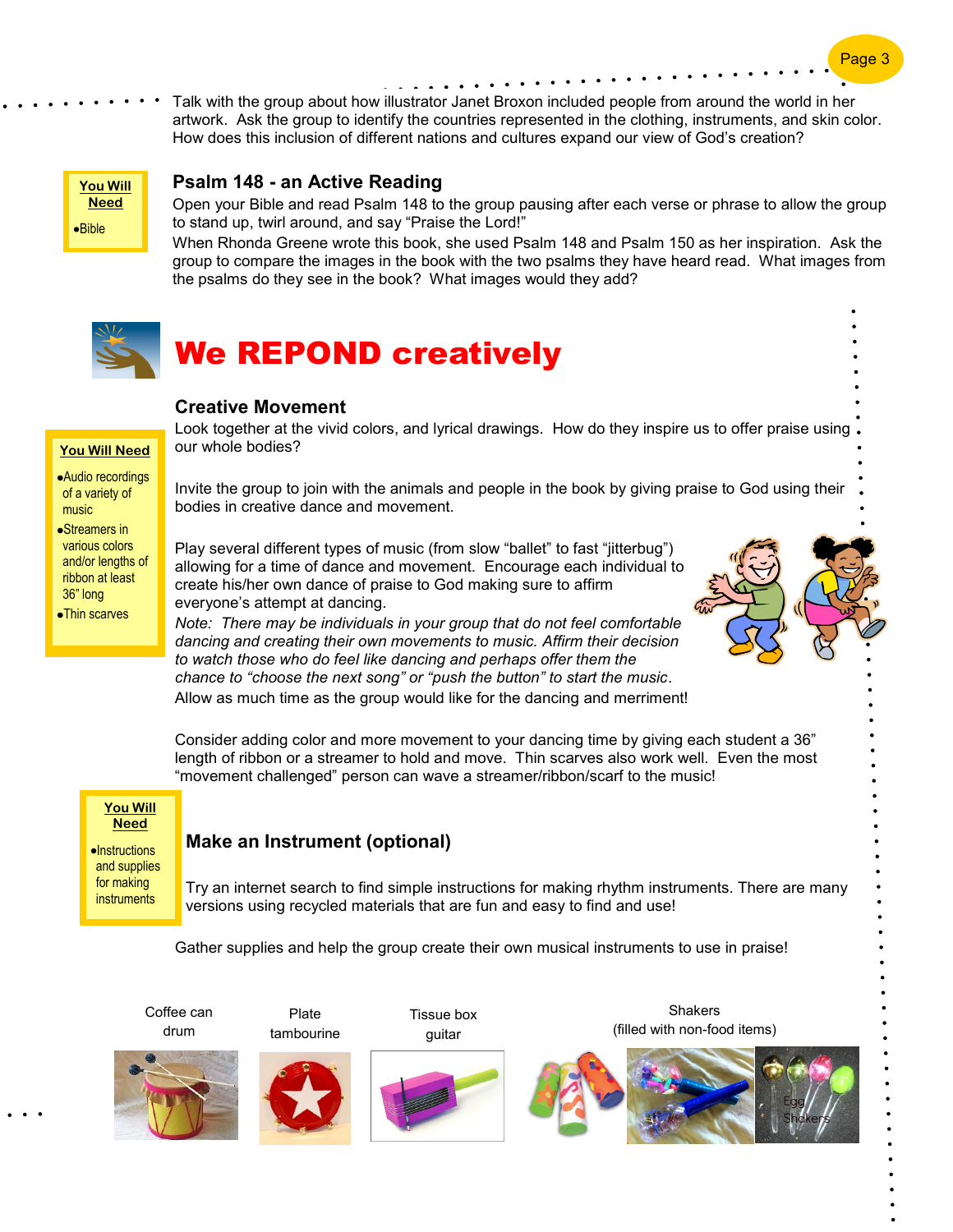Talk with the group about how illustrator Janet Broxon included people from around the world in her artwork. Ask the group to identify the countries represented in the clothing, instruments, and skin color. How does this inclusion of different nations and cultures expand our view of God's creation?

**You Will Need**

- Bible

### Psalm 148 - an Active Reading

Open your Bible and read Psalm 148 to the group pausing after each verse or phrase to allow the group to stand up, twirl around, and say "Praise the Lord!"

When Rhonda Greene wrote this book, she used Psalm 148 and Psalm 150 as her inspiration. Ask the group to compare the images in the book with the two psalms they have heard read. What images from the psalms do they see in the book? What images would they add?

## We REPOND creatively

**You Will Need**

- Audio recordings of a variety of music
- Streamers in various colors and/or lengths of ribbon at least 36" long
- Thin scarves

### Creative Movement

Look together at the vivid colors, and lyrical drawings. How do they inspire us to offer praise using our whole bodies?

Invite the group to join with the animals and people in the book by giving praise to God using their bodies in creative dance and movement.

Play several different types of music (from slow "ballet" to fast "jitterbug") allowing for a time of dance and movement. Encourage each individual to create his/her own dance of praise to God making sure to affirm everyone's attempt at dancing.

*Note: There may be individuals in your group that do not feel comfortable dancing and creating their own movements to music. Affirm their decision to watch those who do feel like dancing and perhaps offer them the chance to "choose the next song" or "push the button" to start the music.*

Allow as much time as the group would like for the dancing and merriment!

Consider adding color and more movement to your dancing time by giving each student a 36" length of ribbon or a streamer to hold and move. Thin scarves also work well. Even the most "movement challenged" person can wave a streamer/ribbon/scarf to the music!

**You Will Need**

- Instructions and supplies for making instruments

### Make an Instrument (optional)

Try an internet search to find simple instructions for making rhythm instruments. There are many versions using recycled materials that are fun and easy to find and use!

Gather supplies and help the group create their own musical instruments to use in praise!

Coffee can drum

Plate tambourine

Tissue box guitar

Shakers (filled with non-food items)

Egg Shakers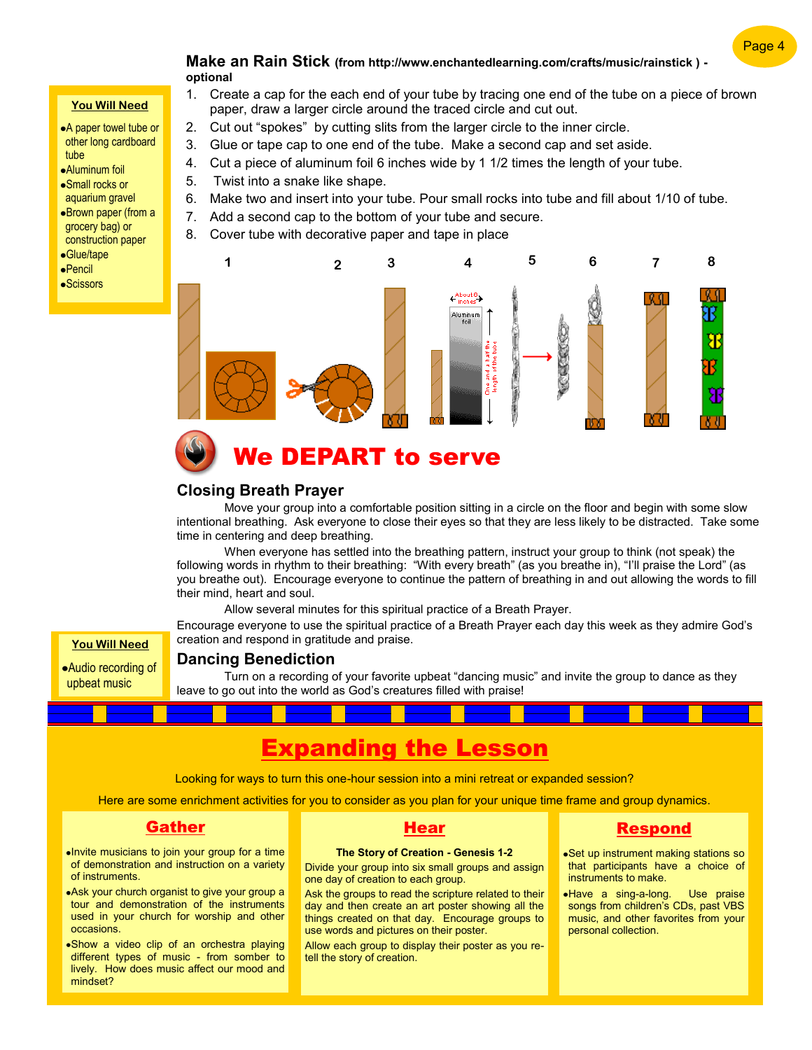## Make an Rain Stick (from http://www.enchantedlearning.com/crafts/music/rainstick ) - optional

**You Will Need**

- A paper towel tube or other long cardboard tube
- Aluminum foil
- Small rocks or aquarium gravel
- Brown paper (from a grocery bag) or construction paper
- Glue/tape
- Pencil
- Scissors

1. Create a cap for the each end of your tube by tracing one end of the tube on a piece of brown paper, draw a larger circle around the traced circle and cut out.
2. Cut out “spokes” by cutting slits from the larger circle to the inner circle.
3. Glue or tape cap to one end of the tube. Make a second cap and set aside.
4. Cut a piece of aluminum foil 6 inches wide by 1 1/2 times the length of your tube.
5. Twist into a snake like shape.
6. Make two and insert into your tube. Pour small rocks into tube and fill about 1/10 of tube.
7. Add a second cap to the bottom of your tube and secure.
8. Cover tube with decorative paper and tape in place

1 2 3 4 5 6 7 8

About 6 inches

Aluminum foil

One and a half the length of the tube

# We DEPART to serve

### Closing Breath Prayer

Move your group into a comfortable position sitting in a circle on the floor and begin with some slow intentional breathing. Ask everyone to close their eyes so that they are less likely to be distracted. Take some time in centering and deep breathing.

When everyone has settled into the breathing pattern, instruct your group to think (not speak) the following words in rhythm to their breathing: “With every breath” (as you breathe in), “I'll praise the Lord” (as you breathe out). Encourage everyone to continue the pattern of breathing in and out allowing the words to fill their mind, heart and soul.

Allow several minutes for this spiritual practice of a Breath Prayer.

Encourage everyone to use the spiritual practice of a Breath Prayer each day this week as they admire God's creation and respond in gratitude and praise.

### Dancing Benediction

**You Will Need**

- Audio recording of upbeat music

Turn on a recording of your favorite upbeat “dancing music” and invite the group to dance as they leave to go out into the world as God's creatures filled with praise!

# Expanding the Lesson

Looking for ways to turn this one-hour session into a mini retreat or expanded session?

Here are some enrichment activities for you to consider as you plan for your unique time frame and group dynamics.

### Gather

- Invite musicians to join your group for a time of demonstration and instruction on a variety of instruments.
- Ask your church organist to give your group a tour and demonstration of the instruments used in your church for worship and other occasions.
- Show a video clip of an orchestra playing different types of music - from somber to lively. How does music affect our mood and mindset?

### Hear

**The Story of Creation - Genesis 1-2**

Divide your group into six small groups and assign one day of creation to each group.

Ask the groups to read the scripture related to their day and then create an art poster showing all the things created on that day. Encourage groups to use words and pictures on their poster.

Allow each group to display their poster as you re-tell the story of creation.

### Respond

- Set up instrument making stations so that participants have a choice of instruments to make.
- Have a sing-a-long. Use praise songs from children's CDs, past VBS music, and other favorites from your personal collection.